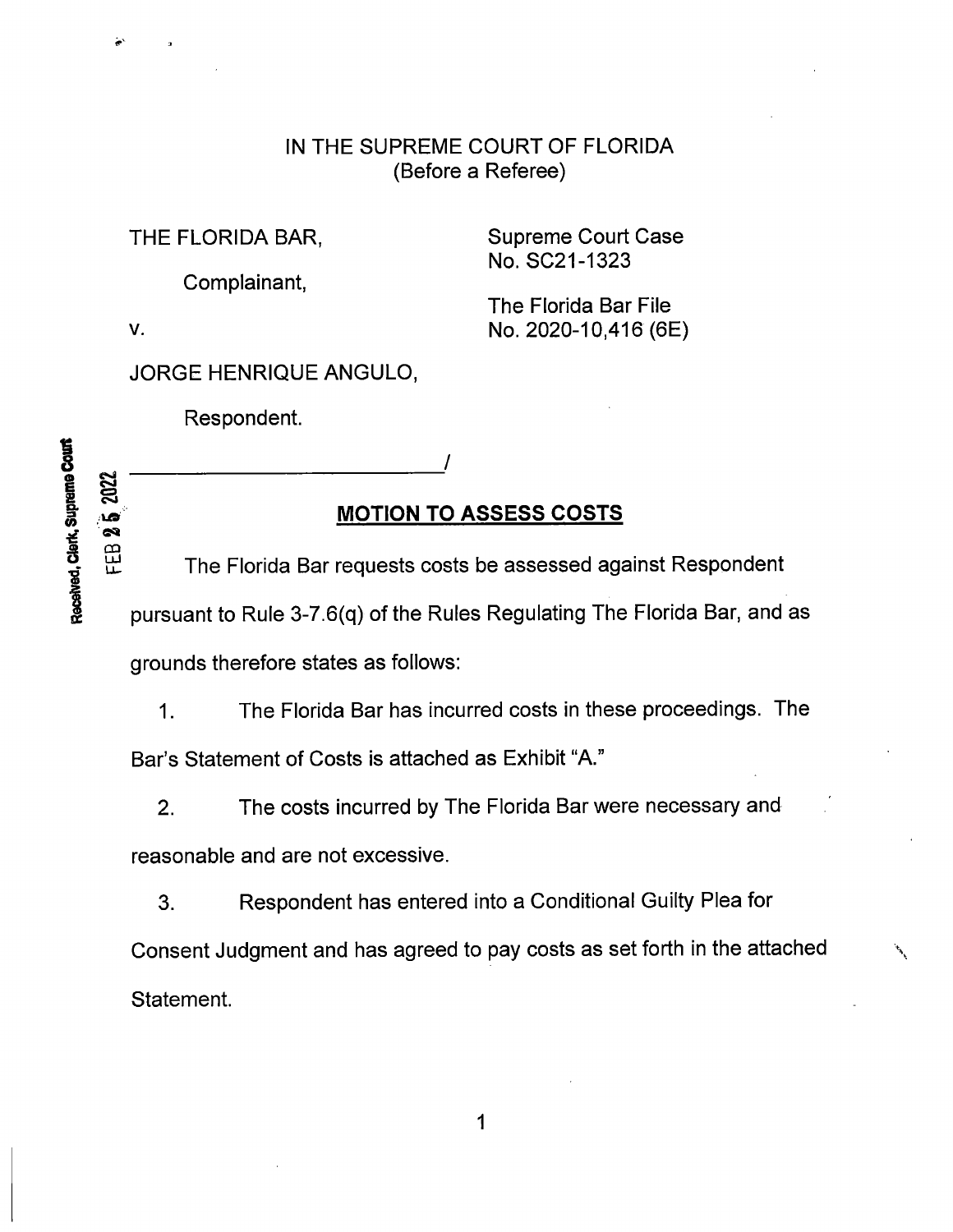IN THE SUPREME COURT OF FLORIDA
(Before a Referee)

THE FLORIDA BAR,

Complainant,

v.

JORGE HENRIQUE ANGULO,

Respondent.

Supreme Court Case
No. SC21-1323

The Florida Bar File
No. 2020-10,416 (6E)

Received, Clerk, Supreme Court
FEB 25 2022

## MOTION TO ASSESS COSTS

The Florida Bar requests costs be assessed against Respondent pursuant to Rule 3-7.6(q) of the Rules Regulating The Florida Bar, and as grounds therefore states as follows:

1. The Florida Bar has incurred costs in these proceedings. The Bar's Statement of Costs is attached as Exhibit "A."

2. The costs incurred by The Florida Bar were necessary and reasonable and are not excessive.

3. Respondent has entered into a Conditional Guilty Plea for Consent Judgment and has agreed to pay costs as set forth in the attached Statement.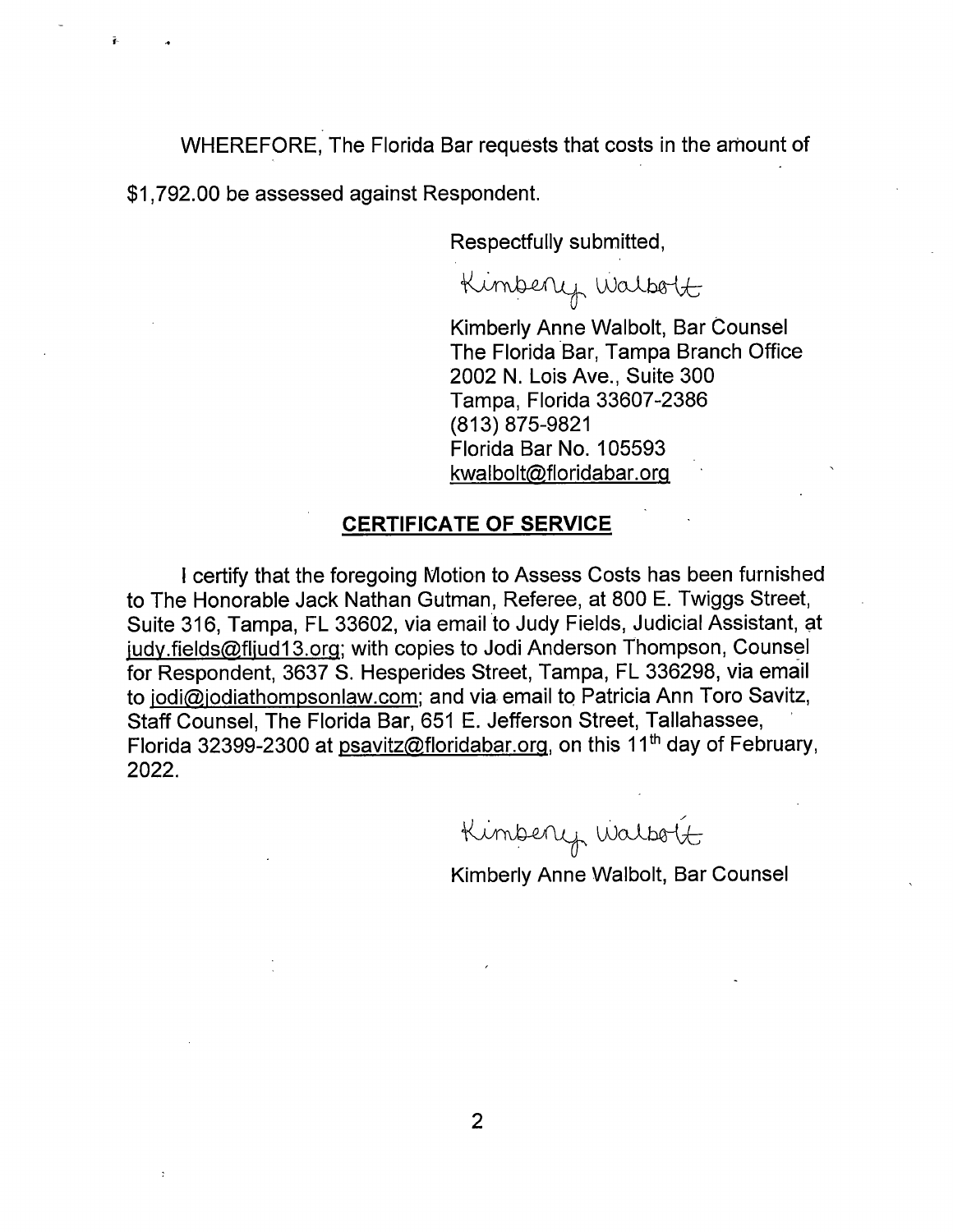WHEREFORE, The Florida Bar requests that costs in the amount of $1,792.00 be assessed against Respondent.

Respectfully submitted,

Kimberly Walbolt

Kimberly Anne Walbolt, Bar Counsel
The Florida Bar, Tampa Branch Office
2002 N. Lois Ave., Suite 300
Tampa, Florida 33607-2386
(813) 875-9821
Florida Bar No. 105593
kwalbolt@floridabar.org

## CERTIFICATE OF SERVICE

I certify that the foregoing Motion to Assess Costs has been furnished to The Honorable Jack Nathan Gutman, Referee, at 800 E. Twiggs Street, Suite 316, Tampa, FL 33602, via email to Judy Fields, Judicial Assistant, at judy.fields@fljud13.org; with copies to Jodi Anderson Thompson, Counsel for Respondent, 3637 S. Hesperides Street, Tampa, FL 336298, via email to jodi@jodiathompsonlaw.com; and via email to Patricia Ann Toro Savitz, Staff Counsel, The Florida Bar, 651 E. Jefferson Street, Tallahassee, Florida 32399-2300 at psavitz@floridabar.org, on this 11th day of February, 2022.

Kimberly Walbolt

Kimberly Anne Walbolt, Bar Counsel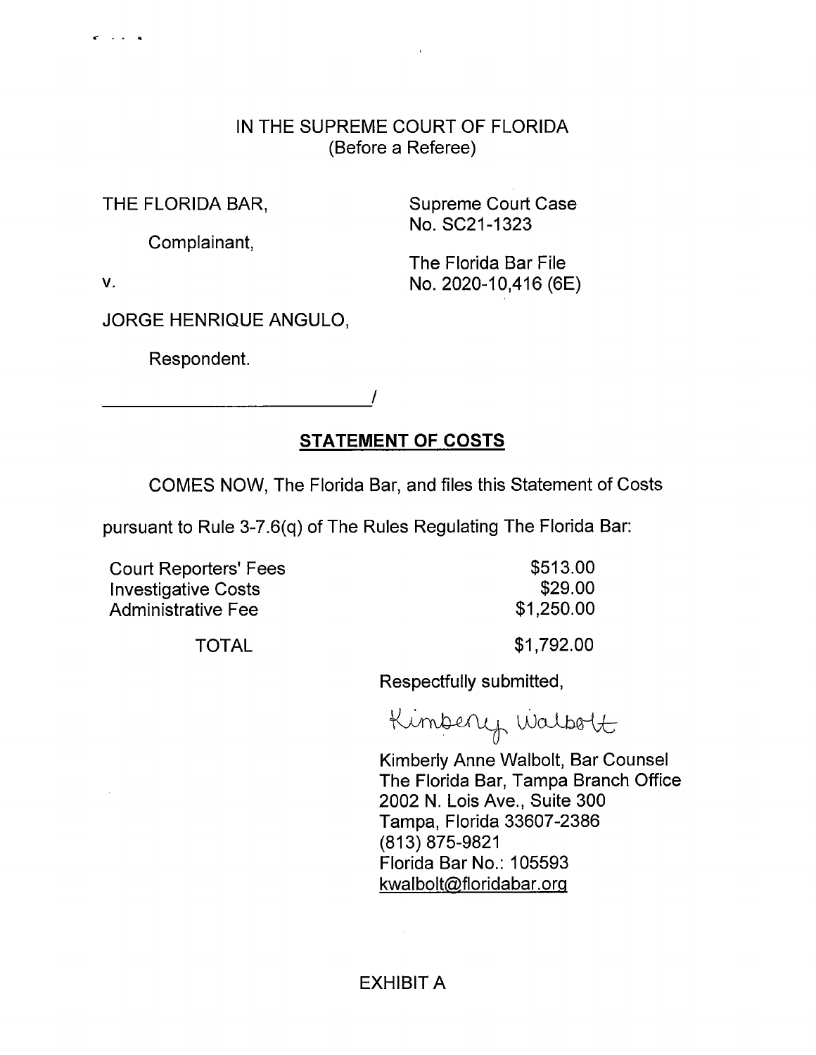IN THE SUPREME COURT OF FLORIDA
(Before a Referee)

THE FLORIDA BAR,

Complainant,

v.

JORGE HENRIQUE ANGULO,

Respondent.

______________________________/

Supreme Court Case
No. SC21-1323

The Florida Bar File
No. 2020-10,416 (6E)

## STATEMENT OF COSTS

COMES NOW, The Florida Bar, and files this Statement of Costs pursuant to Rule 3-7.6(q) of The Rules Regulating The Florida Bar:

| | |
|---|---|
| Court Reporters' Fees | $513.00 |
| Investigative Costs | $29.00 |
| Administrative Fee | $1,250.00 |
| TOTAL | $1,792.00 |

Respectfully submitted,

Kimberly Walbolt

Kimberly Anne Walbolt, Bar Counsel
The Florida Bar, Tampa Branch Office
2002 N. Lois Ave., Suite 300
Tampa, Florida 33607-2386
(813) 875-9821
Florida Bar No.: 105593
kwalbolt@floridabar.org

EXHIBIT A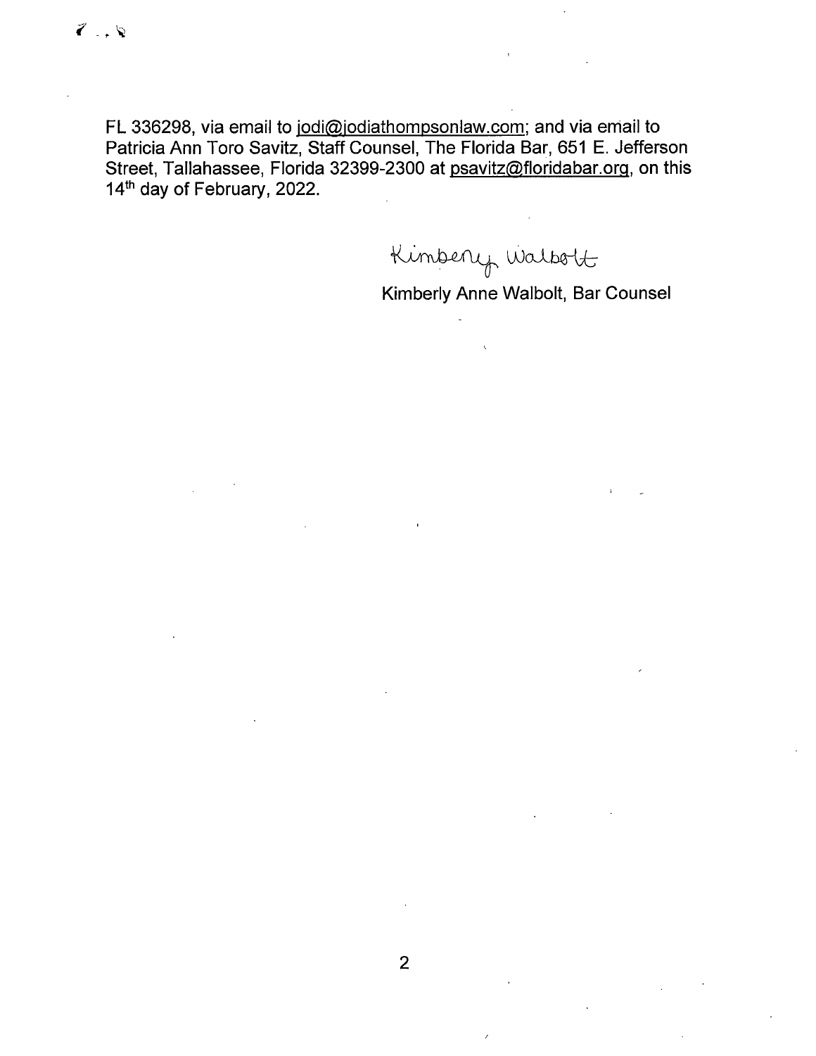FL 336298, via email to jodi@jodiathompsonlaw.com; and via email to Patricia Ann Toro Savitz, Staff Counsel, The Florida Bar, 651 E. Jefferson Street, Tallahassee, Florida 32399-2300 at psavitz@floridabar.org, on this 14th day of February, 2022.

Kimberly Walbolt

Kimberly Anne Walbolt, Bar Counsel